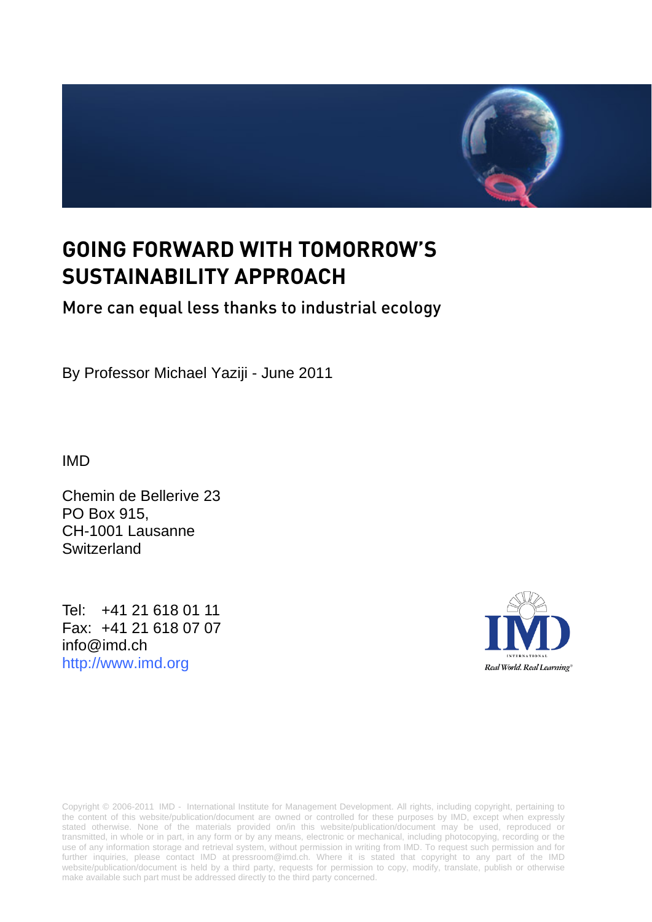# GOING FORWARD WITH TOMORROW'S SUSTAINABILITY APPROACH

## More can equal less thanks to industrial ecology

By Professor Michael Yaziji - June 2011

IMD

Chemin de Bellerive 23
PO Box 915,
CH-1001 Lausanne
Switzerland

Tel: +41 21 618 01 11
Fax: +41 21 618 07 07
info@imd.ch
http://www.imd.org

Copyright © 2006-2011 IMD - International Institute for Management Development. All rights, including copyright, pertaining to the content of this website/publication/document are owned or controlled for these purposes by IMD, except when expressly stated otherwise. None of the materials provided on/in this website/publication/document may be used, reproduced or transmitted, in whole or in part, in any form or by any means, electronic or mechanical, including photocopying, recording or the use of any information storage and retrieval system, without permission in writing from IMD. To request such permission and for further inquiries, please contact IMD at pressroom@imd.ch. Where it is stated that copyright to any part of the IMD website/publication/document is held by a third party, requests for permission to copy, modify, translate, publish or otherwise make available such part must be addressed directly to the third party concerned.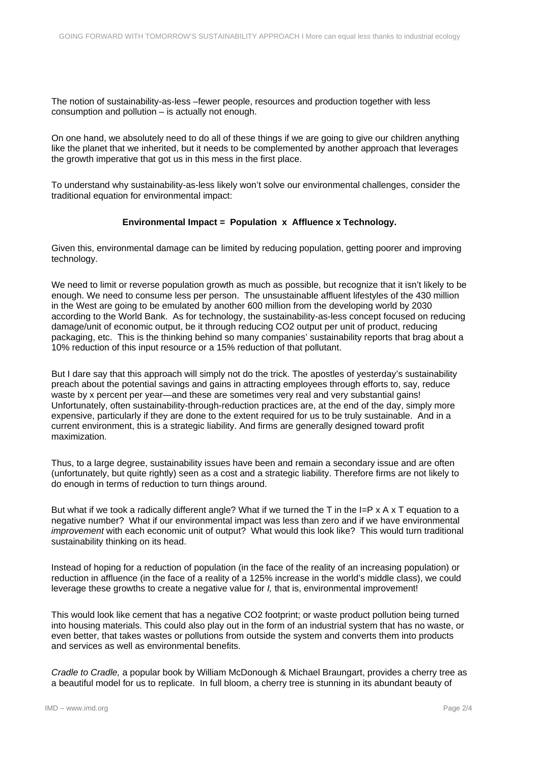The notion of sustainability-as-less –fewer people, resources and production together with less consumption and pollution – is actually not enough.

On one hand, we absolutely need to do all of these things if we are going to give our children anything like the planet that we inherited, but it needs to be complemented by another approach that leverages the growth imperative that got us in this mess in the first place.

To understand why sustainability-as-less likely won't solve our environmental challenges, consider the traditional equation for environmental impact:

**Environmental Impact = Population x Affluence x Technology.**

Given this, environmental damage can be limited by reducing population, getting poorer and improving technology.

We need to limit or reverse population growth as much as possible, but recognize that it isn't likely to be enough. We need to consume less per person. The unsustainable affluent lifestyles of the 430 million in the West are going to be emulated by another 600 million from the developing world by 2030 according to the World Bank. As for technology, the sustainability-as-less concept focused on reducing damage/unit of economic output, be it through reducing $CO_2$ output per unit of product, reducing packaging, etc. This is the thinking behind so many companies' sustainability reports that brag about a 10% reduction of this input resource or a 15% reduction of that pollutant.

But I dare say that this approach will simply not do the trick. The apostles of yesterday's sustainability preach about the potential savings and gains in attracting employees through efforts to, say, reduce waste by x percent per year—and these are sometimes very real and very substantial gains! Unfortunately, often sustainability-through-reduction practices are, at the end of the day, simply more expensive, particularly if they are done to the extent required for us to be truly sustainable. And in a current environment, this is a strategic liability. And firms are generally designed toward profit maximization.

Thus, to a large degree, sustainability issues have been and remain a secondary issue and are often (unfortunately, but quite rightly) seen as a cost and a strategic liability. Therefore firms are not likely to do enough in terms of reduction to turn things around.

But what if we took a radically different angle? What if we turned the T in the I=P x A x T equation to a negative number? What if our environmental impact was less than zero and if we have environmental *improvement* with each economic unit of output? What would this look like? This would turn traditional sustainability thinking on its head.

Instead of hoping for a reduction of population (in the face of the reality of an increasing population) or reduction in affluence (in the face of a reality of a 125% increase in the world's middle class), we could leverage these growths to create a negative value for *I,* that is, environmental improvement!

This would look like cement that has a negative $CO_2$ footprint; or waste product pollution being turned into housing materials. This could also play out in the form of an industrial system that has no waste, or even better, that takes wastes or pollutions from outside the system and converts them into products and services as well as environmental benefits.

*Cradle to Cradle,* a popular book by William McDonough & Michael Braungart, provides a cherry tree as a beautiful model for us to replicate. In full bloom, a cherry tree is stunning in its abundant beauty of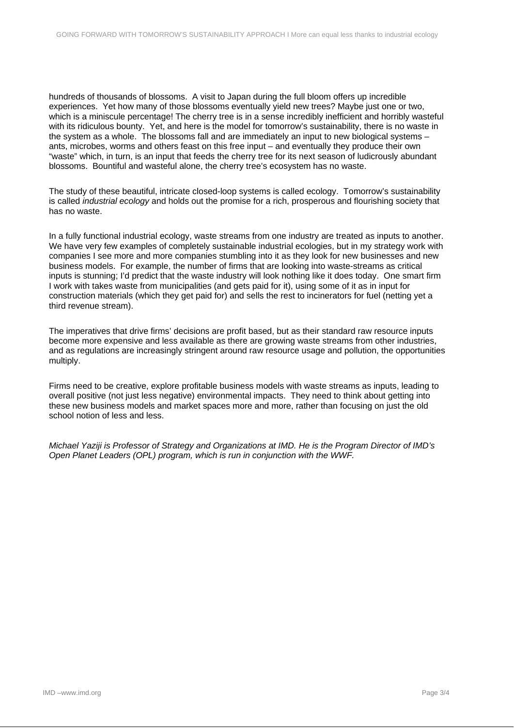hundreds of thousands of blossoms. A visit to Japan during the full bloom offers up incredible experiences. Yet how many of those blossoms eventually yield new trees? Maybe just one or two, which is a miniscule percentage! The cherry tree is in a sense incredibly inefficient and horribly wasteful with its ridiculous bounty. Yet, and here is the model for tomorrow's sustainability, there is no waste in the system as a whole. The blossoms fall and are immediately an input to new biological systems – ants, microbes, worms and others feast on this free input – and eventually they produce their own "waste" which, in turn, is an input that feeds the cherry tree for its next season of ludicrously abundant blossoms. Bountiful and wasteful alone, the cherry tree's ecosystem has no waste.

The study of these beautiful, intricate closed-loop systems is called ecology. Tomorrow's sustainability is called *industrial ecology* and holds out the promise for a rich, prosperous and flourishing society that has no waste.

In a fully functional industrial ecology, waste streams from one industry are treated as inputs to another. We have very few examples of completely sustainable industrial ecologies, but in my strategy work with companies I see more and more companies stumbling into it as they look for new businesses and new business models. For example, the number of firms that are looking into waste-streams as critical inputs is stunning; I'd predict that the waste industry will look nothing like it does today. One smart firm I work with takes waste from municipalities (and gets paid for it), using some of it as in input for construction materials (which they get paid for) and sells the rest to incinerators for fuel (netting yet a third revenue stream).

The imperatives that drive firms' decisions are profit based, but as their standard raw resource inputs become more expensive and less available as there are growing waste streams from other industries, and as regulations are increasingly stringent around raw resource usage and pollution, the opportunities multiply.

Firms need to be creative, explore profitable business models with waste streams as inputs, leading to overall positive (not just less negative) environmental impacts. They need to think about getting into these new business models and market spaces more and more, rather than focusing on just the old school notion of less and less.

*Michael Yaziji is Professor of Strategy and Organizations at IMD. He is the Program Director of IMD's Open Planet Leaders (OPL) program, which is run in conjunction with the WWF.*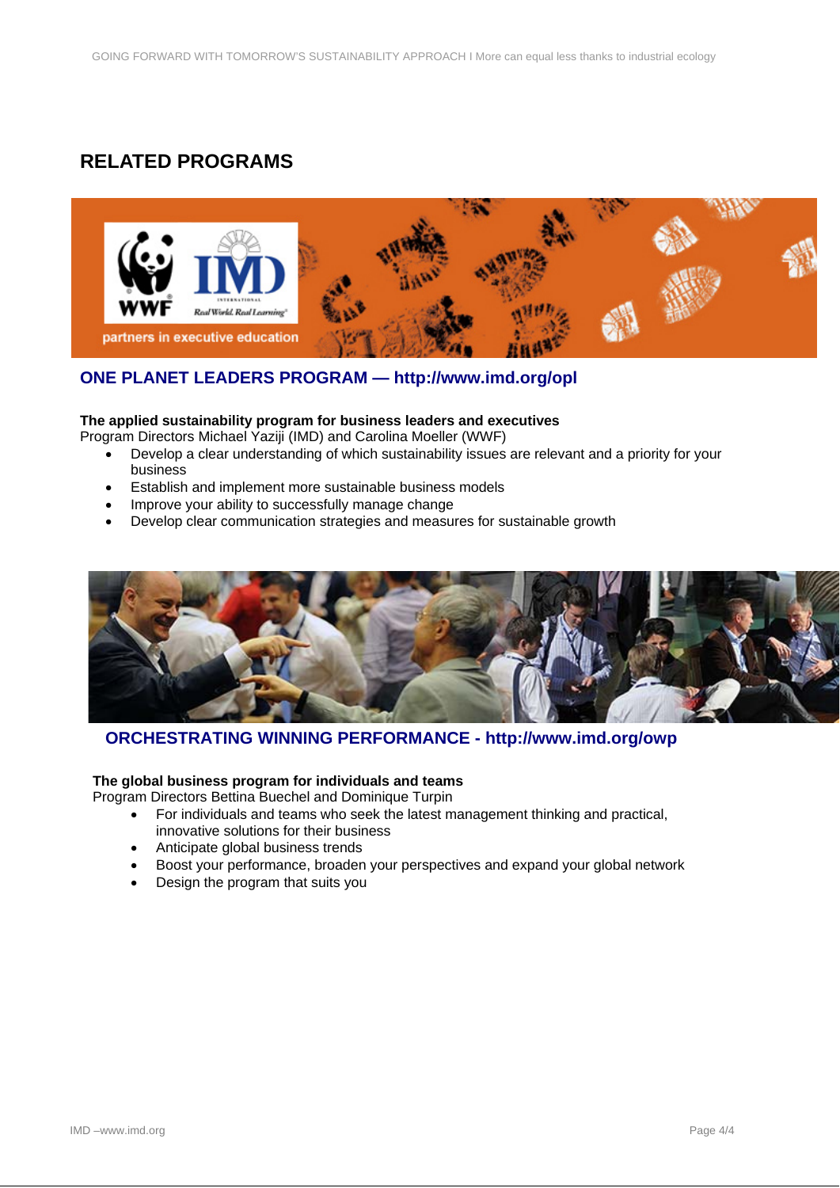## RELATED PROGRAMS

### ONE PLANET LEADERS PROGRAM — http://www.imd.org/opl

**The applied sustainability program for business leaders and executives**
Program Directors Michael Yaziji (IMD) and Carolina Moeller (WWF)

- Develop a clear understanding of which sustainability issues are relevant and a priority for your business
- Establish and implement more sustainable business models
- Improve your ability to successfully manage change
- Develop clear communication strategies and measures for sustainable growth

### ORCHESTRATING WINNING PERFORMANCE - http://www.imd.org/owp

**The global business program for individuals and teams**
Program Directors Bettina Buechel and Dominique Turpin

- For individuals and teams who seek the latest management thinking and practical, innovative solutions for their business
- Anticipate global business trends
- Boost your performance, broaden your perspectives and expand your global network
- Design the program that suits you